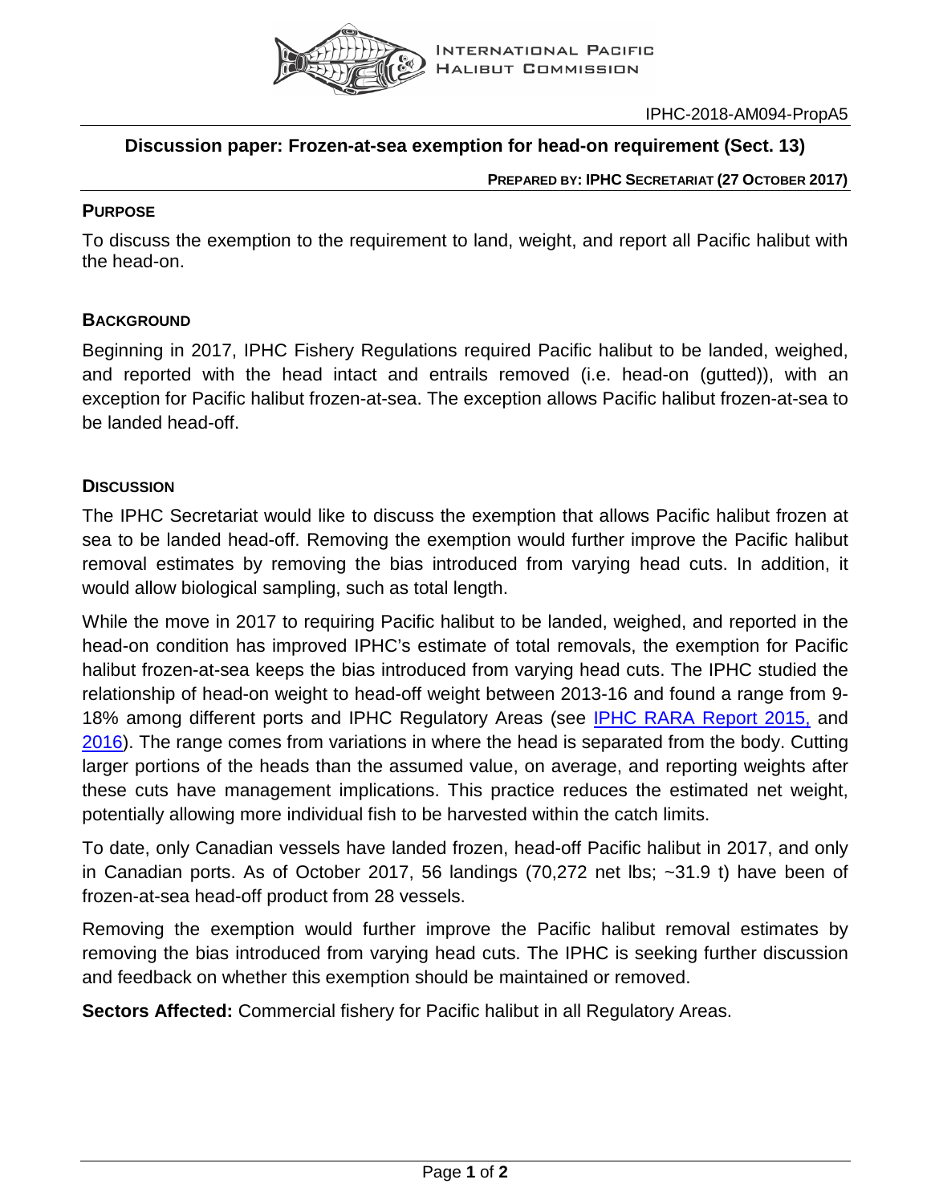INTERNATIONAL PACIFIC HALIBUT COMMISSION

IPHC-2018-AM094-PropA5

# Discussion paper: Frozen-at-sea exemption for head-on requirement (Sect. 13)

**PREPARED BY: IPHC SECRETARIAT (27 OCTOBER 2017)**

## PURPOSE

To discuss the exemption to the requirement to land, weight, and report all Pacific halibut with the head-on.

## BACKGROUND

Beginning in 2017, IPHC Fishery Regulations required Pacific halibut to be landed, weighed, and reported with the head intact and entrails removed (i.e. head-on (gutted)), with an exception for Pacific halibut frozen-at-sea. The exception allows Pacific halibut frozen-at-sea to be landed head-off.

## DISCUSSION

The IPHC Secretariat would like to discuss the exemption that allows Pacific halibut frozen at sea to be landed head-off. Removing the exemption would further improve the Pacific halibut removal estimates by removing the bias introduced from varying head cuts. In addition, it would allow biological sampling, such as total length.

While the move in 2017 to requiring Pacific halibut to be landed, weighed, and reported in the head-on condition has improved IPHC's estimate of total removals, the exemption for Pacific halibut frozen-at-sea keeps the bias introduced from varying head cuts. The IPHC studied the relationship of head-on weight to head-off weight between 2013-16 and found a range from 9-18% among different ports and IPHC Regulatory Areas (see IPHC RARA Report 2015, and 2016). The range comes from variations in where the head is separated from the body. Cutting larger portions of the heads than the assumed value, on average, and reporting weights after these cuts have management implications. This practice reduces the estimated net weight, potentially allowing more individual fish to be harvested within the catch limits.

To date, only Canadian vessels have landed frozen, head-off Pacific halibut in 2017, and only in Canadian ports. As of October 2017, 56 landings (70,272 net lbs; ~31.9 t) have been of frozen-at-sea head-off product from 28 vessels.

Removing the exemption would further improve the Pacific halibut removal estimates by removing the bias introduced from varying head cuts. The IPHC is seeking further discussion and feedback on whether this exemption should be maintained or removed.

**Sectors Affected:** Commercial fishery for Pacific halibut in all Regulatory Areas.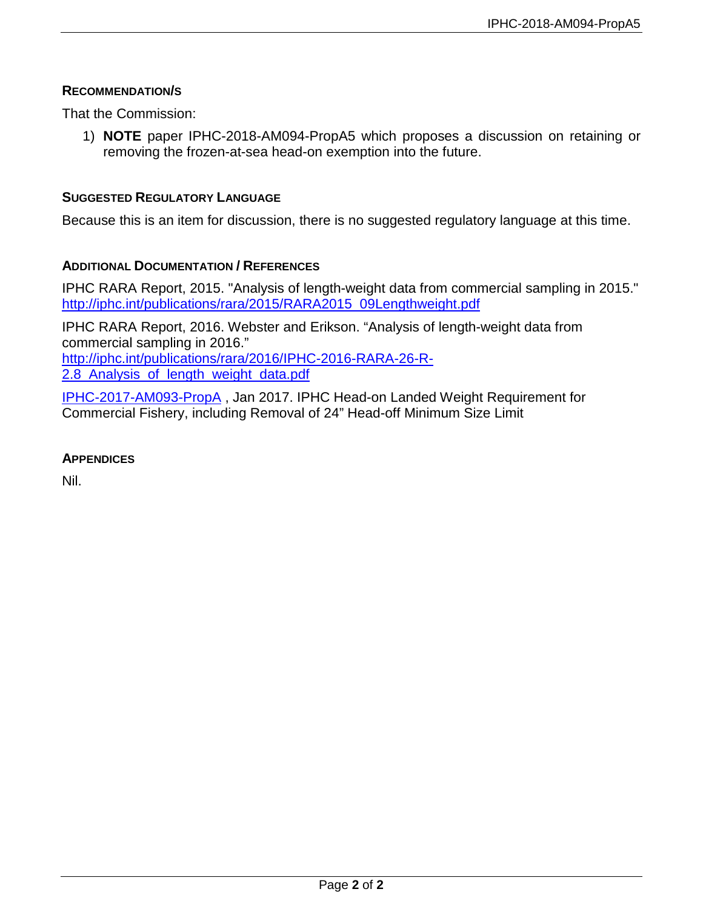## RECOMMENDATION/S

That the Commission:

1) **NOTE** paper IPHC-2018-AM094-PropA5 which proposes a discussion on retaining or removing the frozen-at-sea head-on exemption into the future.

## SUGGESTED REGULATORY LANGUAGE

Because this is an item for discussion, there is no suggested regulatory language at this time.

## ADDITIONAL DOCUMENTATION / REFERENCES

IPHC RARA Report, 2015. "Analysis of length-weight data from commercial sampling in 2015." http://iphc.int/publications/rara/2015/RARA2015_09Lengthweight.pdf

IPHC RARA Report, 2016. Webster and Erikson. "Analysis of length-weight data from commercial sampling in 2016." http://iphc.int/publications/rara/2016/IPHC-2016-RARA-26-R-2.8_Analysis_of_length_weight_data.pdf

IPHC-2017-AM093-PropA , Jan 2017. IPHC Head-on Landed Weight Requirement for Commercial Fishery, including Removal of 24" Head-off Minimum Size Limit

## APPENDICES

Nil.